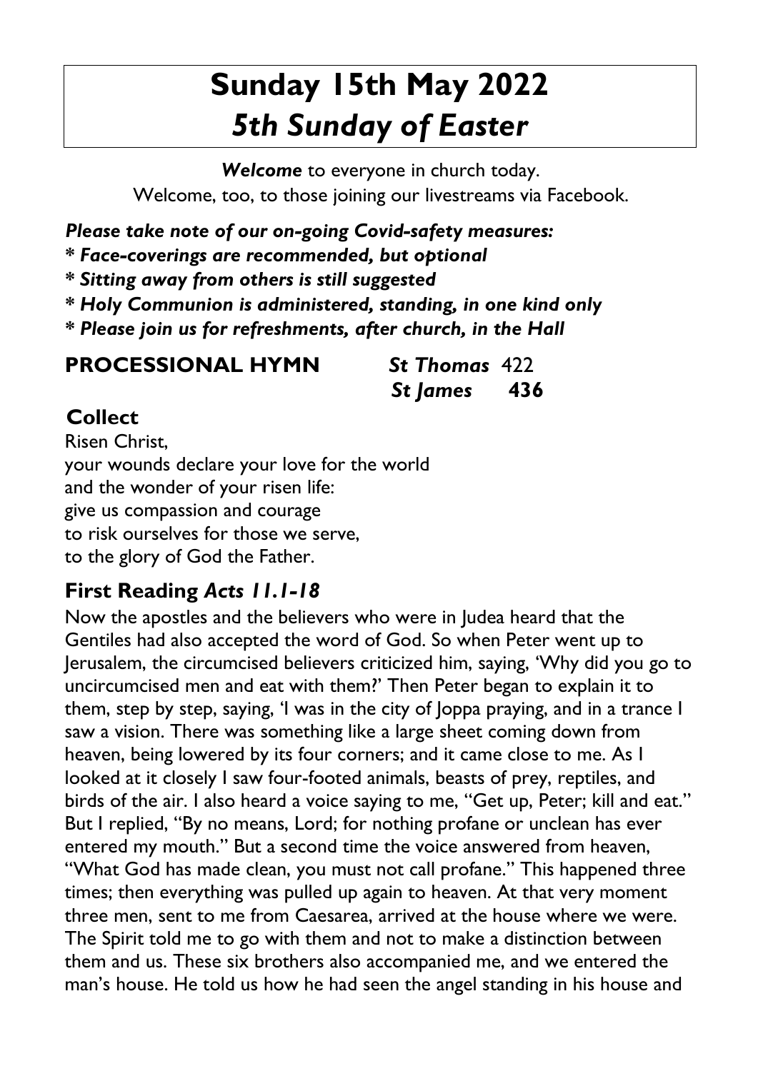# **Sunday 15th May 2022**
# ***5th Sunday of Easter***

***Welcome*** to everyone in church today.
Welcome, too, to those joining our livestreams via Facebook.

***Please take note of our on-going Covid-safety measures:***
***\* Face-coverings are recommended, but optional***
***\* Sitting away from others is still suggested***
***\* Holy Communion is administered, standing, in one kind only***
***\* Please join us for refreshments, after church, in the Hall***

**PROCESSIONAL HYMN** ***St Thomas*** 422
***St James*** **436**

**Collect**

Risen Christ,
your wounds declare your love for the world
and the wonder of your risen life:
give us compassion and courage
to risk ourselves for those we serve,
to the glory of God the Father.

**First Reading** ***Acts 11.1-18***

Now the apostles and the believers who were in Judea heard that the Gentiles had also accepted the word of God. So when Peter went up to Jerusalem, the circumcised believers criticized him, saying, 'Why did you go to uncircumcised men and eat with them?' Then Peter began to explain it to them, step by step, saying, 'I was in the city of Joppa praying, and in a trance I saw a vision. There was something like a large sheet coming down from heaven, being lowered by its four corners; and it came close to me. As I looked at it closely I saw four-footed animals, beasts of prey, reptiles, and birds of the air. I also heard a voice saying to me, "Get up, Peter; kill and eat." But I replied, "By no means, Lord; for nothing profane or unclean has ever entered my mouth." But a second time the voice answered from heaven, "What God has made clean, you must not call profane." This happened three times; then everything was pulled up again to heaven. At that very moment three men, sent to me from Caesarea, arrived at the house where we were. The Spirit told me to go with them and not to make a distinction between them and us. These six brothers also accompanied me, and we entered the man's house. He told us how he had seen the angel standing in his house and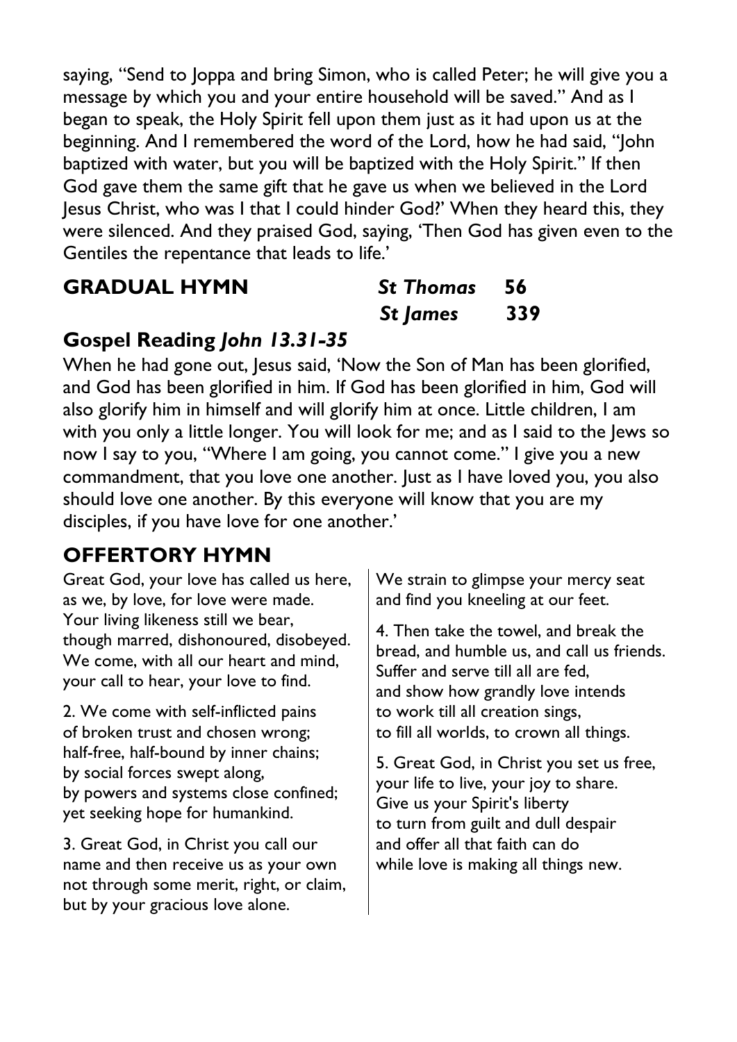saying, "Send to Joppa and bring Simon, who is called Peter; he will give you a message by which you and your entire household will be saved." And as I began to speak, the Holy Spirit fell upon them just as it had upon us at the beginning. And I remembered the word of the Lord, how he had said, "John baptized with water, but you will be baptized with the Holy Spirit." If then God gave them the same gift that he gave us when we believed in the Lord Jesus Christ, who was I that I could hinder God?' When they heard this, they were silenced. And they praised God, saying, 'Then God has given even to the Gentiles the repentance that leads to life.'

## GRADUAL HYMN

*St Thomas* **56**
*St James* **339**

### Gospel Reading *John 13.31-35*

When he had gone out, Jesus said, 'Now the Son of Man has been glorified, and God has been glorified in him. If God has been glorified in him, God will also glorify him in himself and will glorify him at once. Little children, I am with you only a little longer. You will look for me; and as I said to the Jews so now I say to you, "Where I am going, you cannot come." I give you a new commandment, that you love one another. Just as I have loved you, you also should love one another. By this everyone will know that you are my disciples, if you have love for one another.'

## OFFERTORY HYMN

Great God, your love has called us here,
as we, by love, for love were made.
Your living likeness still we bear,
though marred, dishonoured, disobeyed.
We come, with all our heart and mind,
your call to hear, your love to find.

2. We come with self-inflicted pains
of broken trust and chosen wrong;
half-free, half-bound by inner chains;
by social forces swept along,
by powers and systems close confined;
yet seeking hope for humankind.

3. Great God, in Christ you call our
name and then receive us as your own
not through some merit, right, or claim,
but by your gracious love alone.
We strain to glimpse your mercy seat
and find you kneeling at our feet.

4. Then take the towel, and break the
bread, and humble us, and call us friends.
Suffer and serve till all are fed,
and show how grandly love intends
to work till all creation sings,
to fill all worlds, to crown all things.

5. Great God, in Christ you set us free,
your life to live, your joy to share.
Give us your Spirit's liberty
to turn from guilt and dull despair
and offer all that faith can do
while love is making all things new.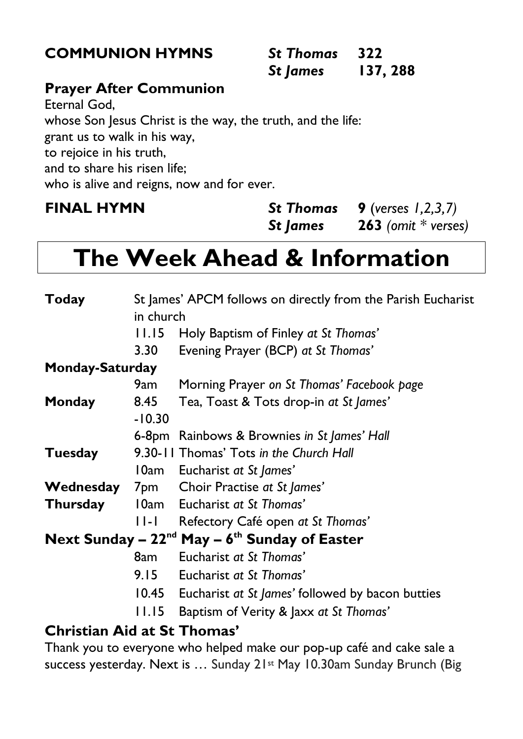**COMMUNION HYMNS** *St Thomas* **322**
*St James* **137, 288**

### Prayer After Communion

Eternal God,
whose Son Jesus Christ is the way, the truth, and the life:
grant us to walk in his way,
to rejoice in his truth,
and to share his risen life;
who is alive and reigns, now and for ever.

**FINAL HYMN** *St Thomas* **9** (*verses 1,2,3,7)*
*St James* **263** *(omit * verses)*

# The Week Ahead & Information

| | | |
|---|---|---|
| **Today** | St James' APCM follows on directly from the Parish Eucharist in church | |
| | 11.15 | Holy Baptism of Finley *at St Thomas'* |
| | 3.30 | Evening Prayer (BCP) *at St Thomas'* |
| **Monday-Saturday** | | |
| | 9am | Morning Prayer *on St Thomas' Facebook page* |
| **Monday** | 8.45 -10.30 | Tea, Toast & Tots drop-in *at St James'* |
| | 6-8pm | Rainbows & Brownies *in St James' Hall* |
| **Tuesday** | 9.30-11 | Thomas' Tots *in the Church Hall* |
| | 10am | Eucharist *at St James'* |
| **Wednesday** | 7pm | Choir Practise *at St James'* |
| **Thursday** | 10am | Eucharist *at St Thomas'* |
| | 11-1 | Refectory Café open *at St Thomas'* |
| **Next Sunday – 22nd May – 6th Sunday of Easter** | | |
| | 8am | Eucharist *at St Thomas'* |
| | 9.15 | Eucharist *at St Thomas'* |
| | 10.45 | Eucharist *at St James'* followed by bacon butties |
| | 11.15 | Baptism of Verity & Jaxx *at St Thomas'* |

### Christian Aid at St Thomas'

Thank you to everyone who helped make our pop-up café and cake sale a success yesterday. Next is … Sunday 21st May 10.30am Sunday Brunch (Big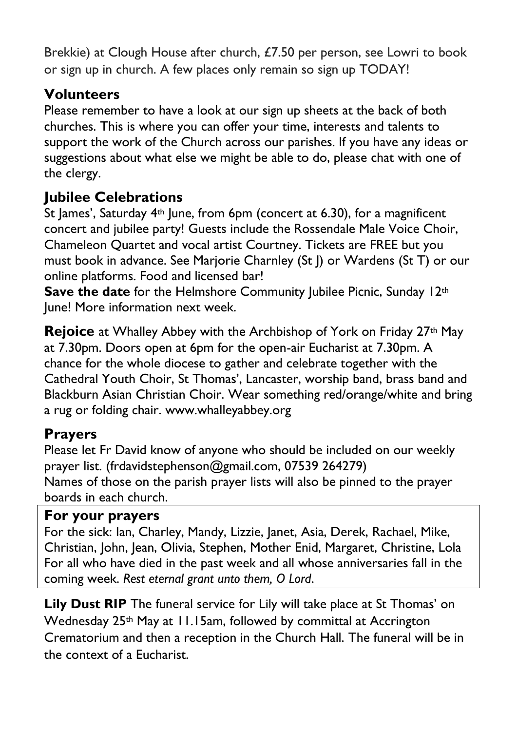Brekkie) at Clough House after church, £7.50 per person, see Lowri to book or sign up in church. A few places only remain so sign up TODAY!

## Volunteers

Please remember to have a look at our sign up sheets at the back of both churches. This is where you can offer your time, interests and talents to support the work of the Church across our parishes. If you have any ideas or suggestions about what else we might be able to do, please chat with one of the clergy.

## Jubilee Celebrations

St James', Saturday 4th June, from 6pm (concert at 6.30), for a magnificent concert and jubilee party! Guests include the Rossendale Male Voice Choir, Chameleon Quartet and vocal artist Courtney. Tickets are FREE but you must book in advance. See Marjorie Charnley (St J) or Wardens (St T) or our online platforms. Food and licensed bar!

**Save the date** for the Helmshore Community Jubilee Picnic, Sunday 12th June! More information next week.

**Rejoice** at Whalley Abbey with the Archbishop of York on Friday 27th May at 7.30pm. Doors open at 6pm for the open-air Eucharist at 7.30pm. A chance for the whole diocese to gather and celebrate together with the Cathedral Youth Choir, St Thomas', Lancaster, worship band, brass band and Blackburn Asian Christian Choir. Wear something red/orange/white and bring a rug or folding chair. www.whalleyabbey.org

## Prayers

Please let Fr David know of anyone who should be included on our weekly prayer list. (frdavidstephenson@gmail.com, 07539 264279)
Names of those on the parish prayer lists will also be pinned to the prayer boards in each church.

## For your prayers

For the sick: Ian, Charley, Mandy, Lizzie, Janet, Asia, Derek, Rachael, Mike, Christian, John, Jean, Olivia, Stephen, Mother Enid, Margaret, Christine, Lola
For all who have died in the past week and all whose anniversaries fall in the coming week. *Rest eternal grant unto them, O Lord*.

**Lily Dust RIP** The funeral service for Lily will take place at St Thomas' on Wednesday 25th May at 11.15am, followed by committal at Accrington Crematorium and then a reception in the Church Hall. The funeral will be in the context of a Eucharist.